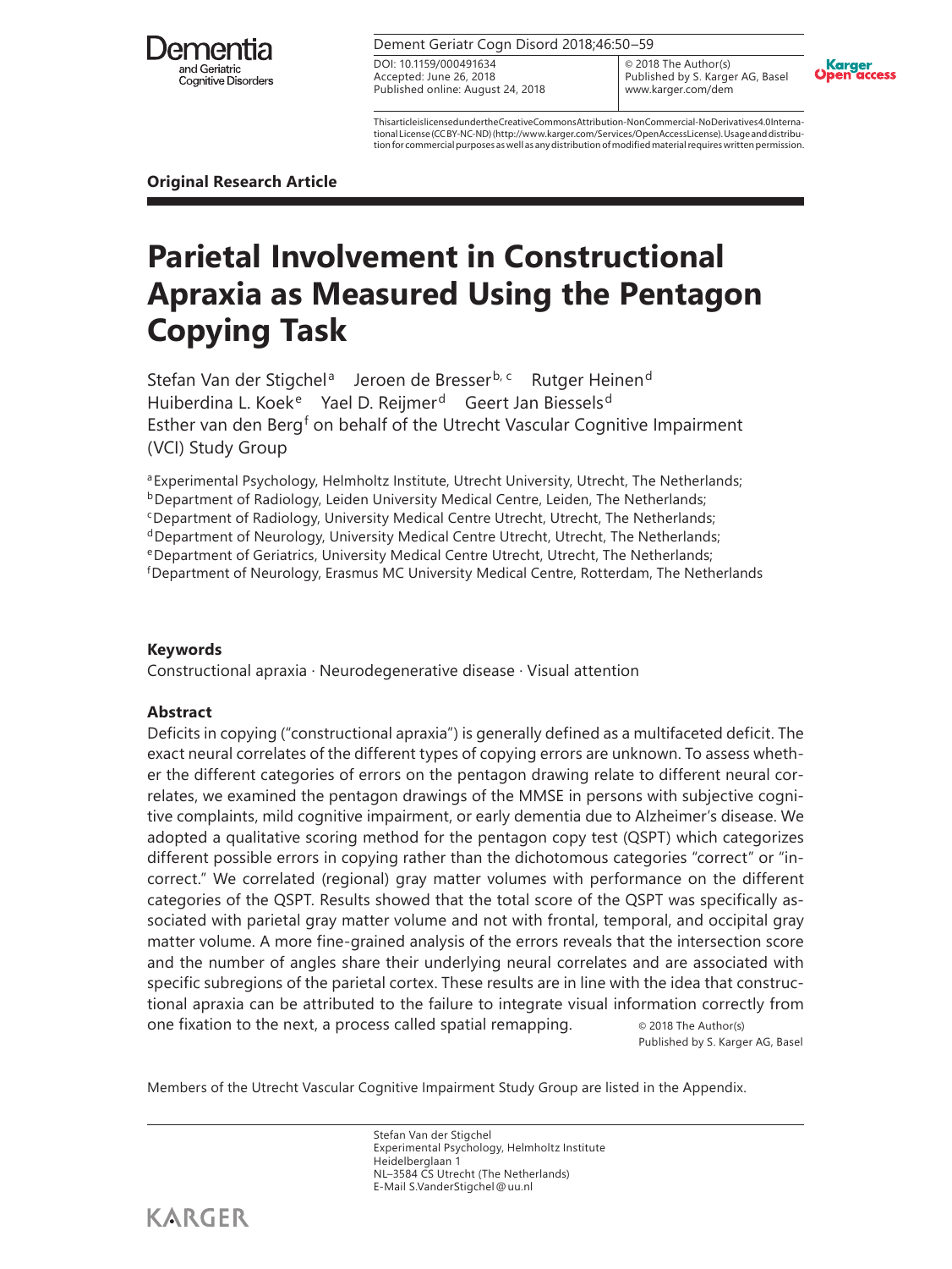Dement Geriatr Cogn Disord 2018;46:50–59

DOI: 10.1159/000491634
Accepted: June 26, 2018
Published online: August 24, 2018

© 2018 The Author(s)
Published by S. Karger AG, Basel
www.karger.com/dem

This article is licensed under the Creative Commons Attribution-NonCommercial-NoDerivatives 4.0 International License (CC BY-NC-ND) (http://www.karger.com/Services/OpenAccessLicense). Usage and distribution for commercial purposes as well as any distribution of modified material requires written permission.

**Original Research Article**

# Parietal Involvement in Constructional Apraxia as Measured Using the Pentagon Copying Task

Stefan Van der Stigchel[a] Jeroen de Bresser[b, c] Rutger Heinen[d] Huiberdina L. Koek[e] Yael D. Reijmer[d] Geert Jan Biessels[d] Esther van den Berg[f] on behalf of the Utrecht Vascular Cognitive Impairment (VCI) Study Group

[a]Experimental Psychology, Helmholtz Institute, Utrecht University, Utrecht, The Netherlands;
[b]Department of Radiology, Leiden University Medical Centre, Leiden, The Netherlands;
[c]Department of Radiology, University Medical Centre Utrecht, Utrecht, The Netherlands;
[d]Department of Neurology, University Medical Centre Utrecht, Utrecht, The Netherlands;
[e]Department of Geriatrics, University Medical Centre Utrecht, Utrecht, The Netherlands;
[f]Department of Neurology, Erasmus MC University Medical Centre, Rotterdam, The Netherlands

### Keywords

Constructional apraxia · Neurodegenerative disease · Visual attention

### Abstract

Deficits in copying ("constructional apraxia") is generally defined as a multifaceted deficit. The exact neural correlates of the different types of copying errors are unknown. To assess whether the different categories of errors on the pentagon drawing relate to different neural correlates, we examined the pentagon drawings of the MMSE in persons with subjective cognitive complaints, mild cognitive impairment, or early dementia due to Alzheimer's disease. We adopted a qualitative scoring method for the pentagon copy test (QSPT) which categorizes different possible errors in copying rather than the dichotomous categories "correct" or "incorrect." We correlated (regional) gray matter volumes with performance on the different categories of the QSPT. Results showed that the total score of the QSPT was specifically associated with parietal gray matter volume and not with frontal, temporal, and occipital gray matter volume. A more fine-grained analysis of the errors reveals that the intersection score and the number of angles share their underlying neural correlates and are associated with specific subregions of the parietal cortex. These results are in line with the idea that constructional apraxia can be attributed to the failure to integrate visual information correctly from one fixation to the next, a process called spatial remapping.

© 2018 The Author(s)
Published by S. Karger AG, Basel

Members of the Utrecht Vascular Cognitive Impairment Study Group are listed in the Appendix.

Stefan Van der Stigchel
Experimental Psychology, Helmholtz Institute
Heidelberglaan 1
NL–3584 CS Utrecht (The Netherlands)
E-Mail S.VanderStigchel@uu.nl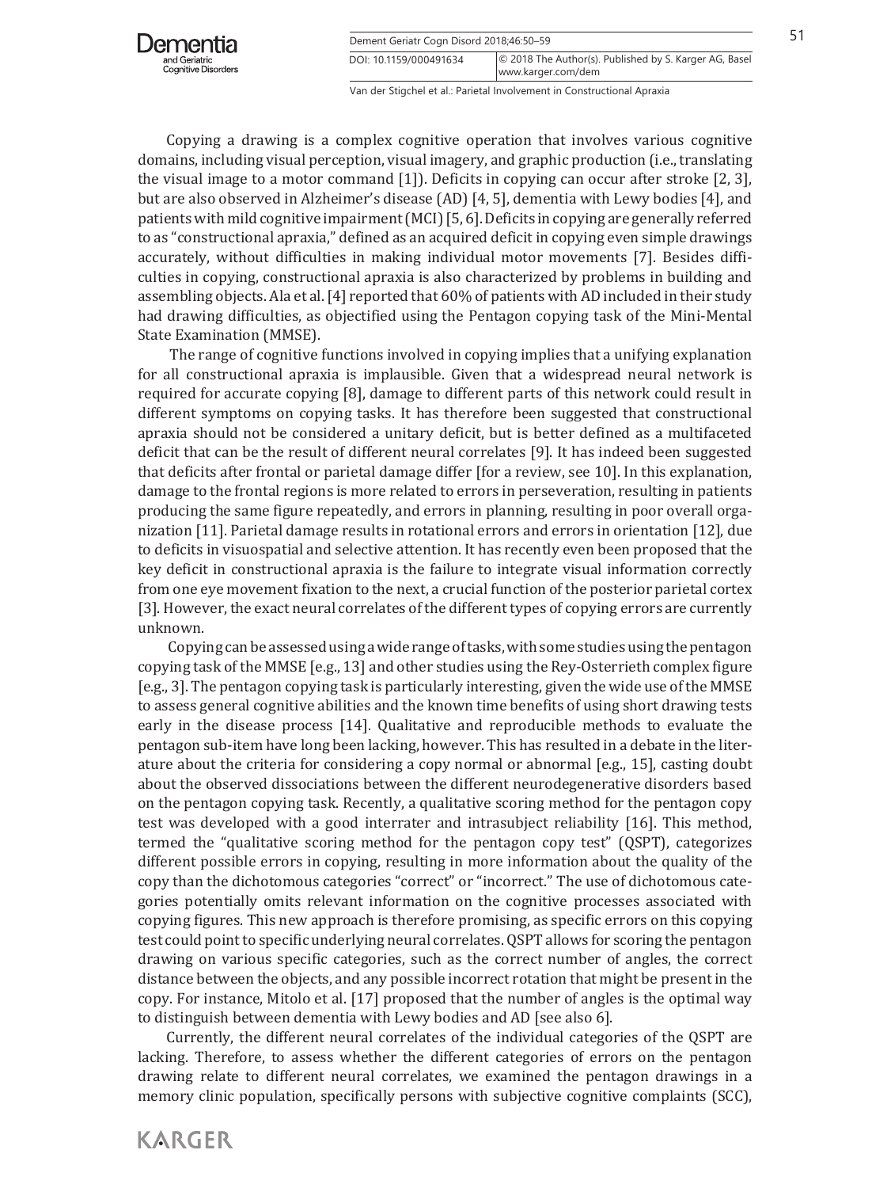Copying a drawing is a complex cognitive operation that involves various cognitive domains, including visual perception, visual imagery, and graphic production (i.e., translating the visual image to a motor command [1]). Deficits in copying can occur after stroke [2, 3], but are also observed in Alzheimer's disease (AD) [4, 5], dementia with Lewy bodies [4], and patients with mild cognitive impairment (MCI) [5, 6]. Deficits in copying are generally referred to as "constructional apraxia," defined as an acquired deficit in copying even simple drawings accurately, without difficulties in making individual motor movements [7]. Besides difficulties in copying, constructional apraxia is also characterized by problems in building and assembling objects. Ala et al. [4] reported that 60% of patients with AD included in their study had drawing difficulties, as objectified using the Pentagon copying task of the Mini-Mental State Examination (MMSE).

The range of cognitive functions involved in copying implies that a unifying explanation for all constructional apraxia is implausible. Given that a widespread neural network is required for accurate copying [8], damage to different parts of this network could result in different symptoms on copying tasks. It has therefore been suggested that constructional apraxia should not be considered a unitary deficit, but is better defined as a multifaceted deficit that can be the result of different neural correlates [9]. It has indeed been suggested that deficits after frontal or parietal damage differ [for a review, see 10]. In this explanation, damage to the frontal regions is more related to errors in perseveration, resulting in patients producing the same figure repeatedly, and errors in planning, resulting in poor overall organization [11]. Parietal damage results in rotational errors and errors in orientation [12], due to deficits in visuospatial and selective attention. It has recently even been proposed that the key deficit in constructional apraxia is the failure to integrate visual information correctly from one eye movement fixation to the next, a crucial function of the posterior parietal cortex [3]. However, the exact neural correlates of the different types of copying errors are currently unknown.

Copying can be assessed using a wide range of tasks, with some studies using the pentagon copying task of the MMSE [e.g., 13] and other studies using the Rey-Osterrieth complex figure [e.g., 3]. The pentagon copying task is particularly interesting, given the wide use of the MMSE to assess general cognitive abilities and the known time benefits of using short drawing tests early in the disease process [14]. Qualitative and reproducible methods to evaluate the pentagon sub-item have long been lacking, however. This has resulted in a debate in the literature about the criteria for considering a copy normal or abnormal [e.g., 15], casting doubt about the observed dissociations between the different neurodegenerative disorders based on the pentagon copying task. Recently, a qualitative scoring method for the pentagon copy test was developed with a good interrater and intrasubject reliability [16]. This method, termed the "qualitative scoring method for the pentagon copy test" (QSPT), categorizes different possible errors in copying, resulting in more information about the quality of the copy than the dichotomous categories "correct" or "incorrect." The use of dichotomous categories potentially omits relevant information on the cognitive processes associated with copying figures. This new approach is therefore promising, as specific errors on this copying test could point to specific underlying neural correlates. QSPT allows for scoring the pentagon drawing on various specific categories, such as the correct number of angles, the correct distance between the objects, and any possible incorrect rotation that might be present in the copy. For instance, Mitolo et al. [17] proposed that the number of angles is the optimal way to distinguish between dementia with Lewy bodies and AD [see also 6].

Currently, the different neural correlates of the individual categories of the QSPT are lacking. Therefore, to assess whether the different categories of errors on the pentagon drawing relate to different neural correlates, we examined the pentagon drawings in a memory clinic population, specifically persons with subjective cognitive complaints (SCC),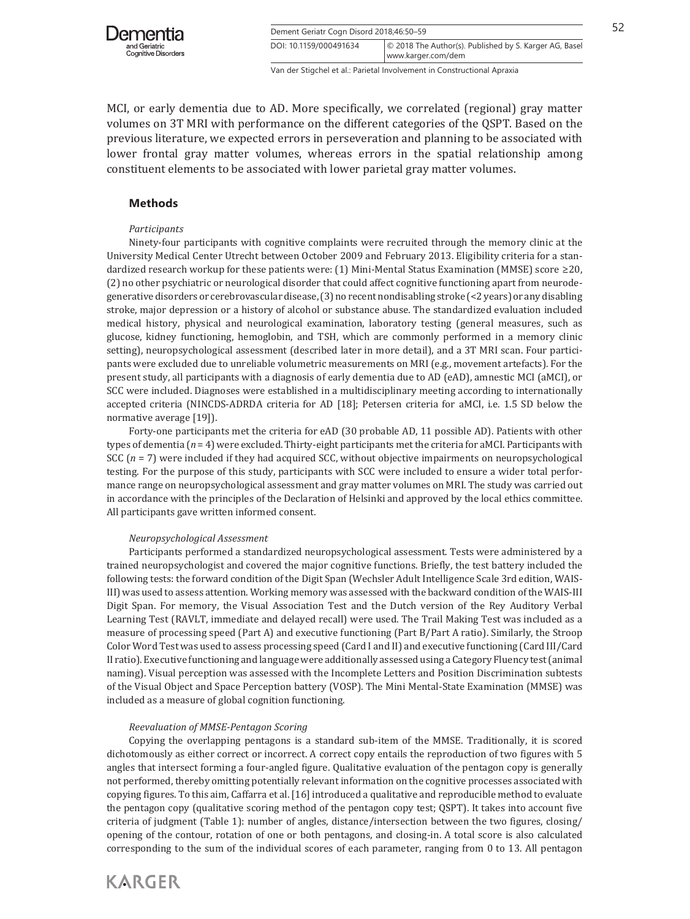MCI, or early dementia due to AD. More specifically, we correlated (regional) gray matter volumes on 3T MRI with performance on the different categories of the QSPT. Based on the previous literature, we expected errors in perseveration and planning to be associated with lower frontal gray matter volumes, whereas errors in the spatial relationship among constituent elements to be associated with lower parietal gray matter volumes.

## Methods

### *Participants*

Ninety-four participants with cognitive complaints were recruited through the memory clinic at the University Medical Center Utrecht between October 2009 and February 2013. Eligibility criteria for a standardized research workup for these patients were: (1) Mini-Mental Status Examination (MMSE) score ≥20, (2) no other psychiatric or neurological disorder that could affect cognitive functioning apart from neurodegenerative disorders or cerebrovascular disease, (3) no recent nondisabling stroke (<2 years) or any disabling stroke, major depression or a history of alcohol or substance abuse. The standardized evaluation included medical history, physical and neurological examination, laboratory testing (general measures, such as glucose, kidney functioning, hemoglobin, and TSH, which are commonly performed in a memory clinic setting), neuropsychological assessment (described later in more detail), and a 3T MRI scan. Four participants were excluded due to unreliable volumetric measurements on MRI (e.g., movement artefacts). For the present study, all participants with a diagnosis of early dementia due to AD (eAD), amnestic MCI (aMCI), or SCC were included. Diagnoses were established in a multidisciplinary meeting according to internationally accepted criteria (NINCDS-ADRDA criteria for AD [18]; Petersen criteria for aMCI, i.e. 1.5 SD below the normative average [19]).

Forty-one participants met the criteria for eAD (30 probable AD, 11 possible AD). Patients with other types of dementia ($n$ = 4) were excluded. Thirty-eight participants met the criteria for aMCI. Participants with SCC ($n$ = 7) were included if they had acquired SCC, without objective impairments on neuropsychological testing. For the purpose of this study, participants with SCC were included to ensure a wider total performance range on neuropsychological assessment and gray matter volumes on MRI. The study was carried out in accordance with the principles of the Declaration of Helsinki and approved by the local ethics committee. All participants gave written informed consent.

### *Neuropsychological Assessment*

Participants performed a standardized neuropsychological assessment. Tests were administered by a trained neuropsychologist and covered the major cognitive functions. Briefly, the test battery included the following tests: the forward condition of the Digit Span (Wechsler Adult Intelligence Scale 3rd edition, WAIS-III) was used to assess attention. Working memory was assessed with the backward condition of the WAIS-III Digit Span. For memory, the Visual Association Test and the Dutch version of the Rey Auditory Verbal Learning Test (RAVLT, immediate and delayed recall) were used. The Trail Making Test was included as a measure of processing speed (Part A) and executive functioning (Part B/Part A ratio). Similarly, the Stroop Color Word Test was used to assess processing speed (Card I and II) and executive functioning (Card III/Card II ratio). Executive functioning and language were additionally assessed using a Category Fluency test (animal naming). Visual perception was assessed with the Incomplete Letters and Position Discrimination subtests of the Visual Object and Space Perception battery (VOSP). The Mini Mental-State Examination (MMSE) was included as a measure of global cognition functioning.

### *Reevaluation of MMSE-Pentagon Scoring*

Copying the overlapping pentagons is a standard sub-item of the MMSE. Traditionally, it is scored dichotomously as either correct or incorrect. A correct copy entails the reproduction of two figures with 5 angles that intersect forming a four-angled figure. Qualitative evaluation of the pentagon copy is generally not performed, thereby omitting potentially relevant information on the cognitive processes associated with copying figures. To this aim, Caffarra et al. [16] introduced a qualitative and reproducible method to evaluate the pentagon copy (qualitative scoring method of the pentagon copy test; QSPT). It takes into account five criteria of judgment (Table 1): number of angles, distance/intersection between the two figures, closing/opening of the contour, rotation of one or both pentagons, and closing-in. A total score is also calculated corresponding to the sum of the individual scores of each parameter, ranging from 0 to 13. All pentagon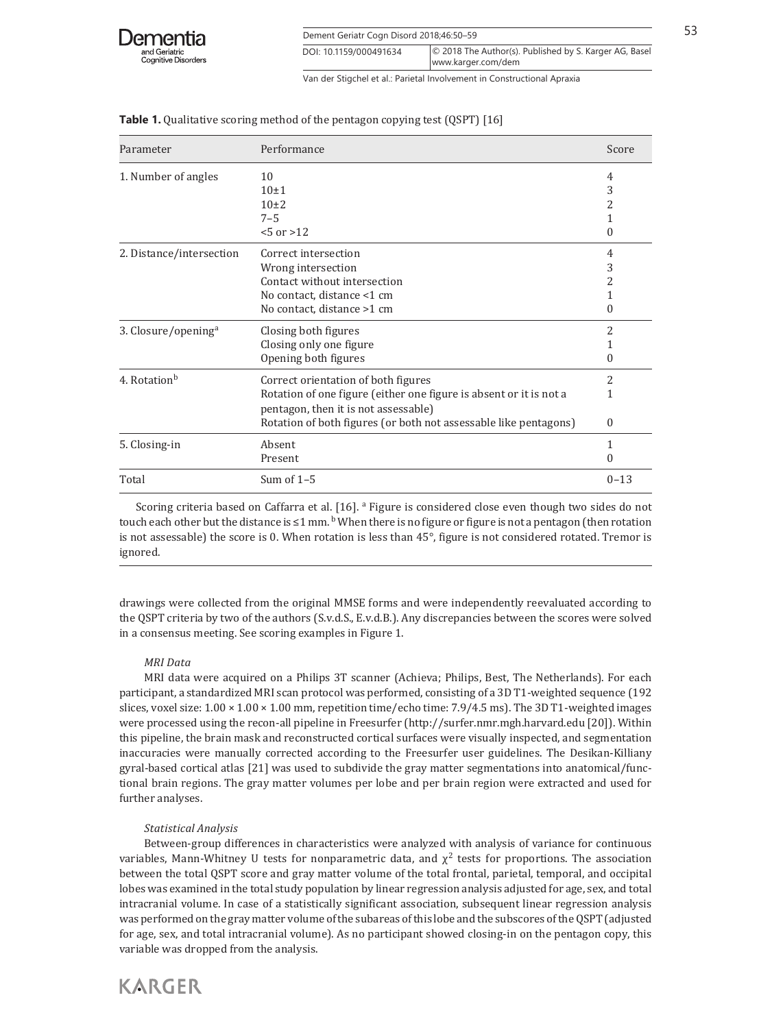**Table 1.** Qualitative scoring method of the pentagon copying test (QSPT) [16]

| Parameter | Performance | Score |
|---|---|---|
| 1. Number of angles | 10 | 4 |
| | 10±1 | 3 |
| | 10±2 | 2 |
| | 7–5 | 1 |
| | <5 or >12 | 0 |
| 2. Distance/intersection | Correct intersection | 4 |
| | Wrong intersection | 3 |
| | Contact without intersection | 2 |
| | No contact, distance <1 cm | 1 |
| | No contact, distance >1 cm | 0 |
| 3. Closure/opening[a] | Closing both figures | 2 |
| | Closing only one figure | 1 |
| | Opening both figures | 0 |
| 4. Rotation[b] | Correct orientation of both figures | 2 |
| | Rotation of one figure (either one figure is absent or it is not a pentagon, then it is not assessable) | 1 |
| | Rotation of both figures (or both not assessable like pentagons) | 0 |
| 5. Closing-in | Absent | 1 |
| | Present | 0 |
| Total | Sum of 1–5 | 0–13 |

Scoring criteria based on Caffarra et al. [16]. [a] Figure is considered close even though two sides do not touch each other but the distance is ≤1 mm. [b] When there is no figure or figure is not a pentagon (then rotation is not assessable) the score is 0. When rotation is less than 45°, figure is not considered rotated. Tremor is ignored.

drawings were collected from the original MMSE forms and were independently reevaluated according to the QSPT criteria by two of the authors (S.v.d.S., E.v.d.B.). Any discrepancies between the scores were solved in a consensus meeting. See scoring examples in Figure 1.

*MRI Data*

MRI data were acquired on a Philips 3T scanner (Achieva; Philips, Best, The Netherlands). For each participant, a standardized MRI scan protocol was performed, consisting of a 3D T1-weighted sequence (192 slices, voxel size: 1.00 × 1.00 × 1.00 mm, repetition time/echo time: 7.9/4.5 ms). The 3D T1-weighted images were processed using the recon-all pipeline in Freesurfer (http://surfer.nmr.mgh.harvard.edu [20]). Within this pipeline, the brain mask and reconstructed cortical surfaces were visually inspected, and segmentation inaccuracies were manually corrected according to the Freesurfer user guidelines. The Desikan-Killiany gyral-based cortical atlas [21] was used to subdivide the gray matter segmentations into anatomical/functional brain regions. The gray matter volumes per lobe and per brain region were extracted and used for further analyses.

*Statistical Analysis*

Between-group differences in characteristics were analyzed with analysis of variance for continuous variables, Mann-Whitney U tests for nonparametric data, and $\chi^2$ tests for proportions. The association between the total QSPT score and gray matter volume of the total frontal, parietal, temporal, and occipital lobes was examined in the total study population by linear regression analysis adjusted for age, sex, and total intracranial volume. In case of a statistically significant association, subsequent linear regression analysis was performed on the gray matter volume of the subareas of this lobe and the subscores of the QSPT (adjusted for age, sex, and total intracranial volume). As no participant showed closing-in on the pentagon copy, this variable was dropped from the analysis.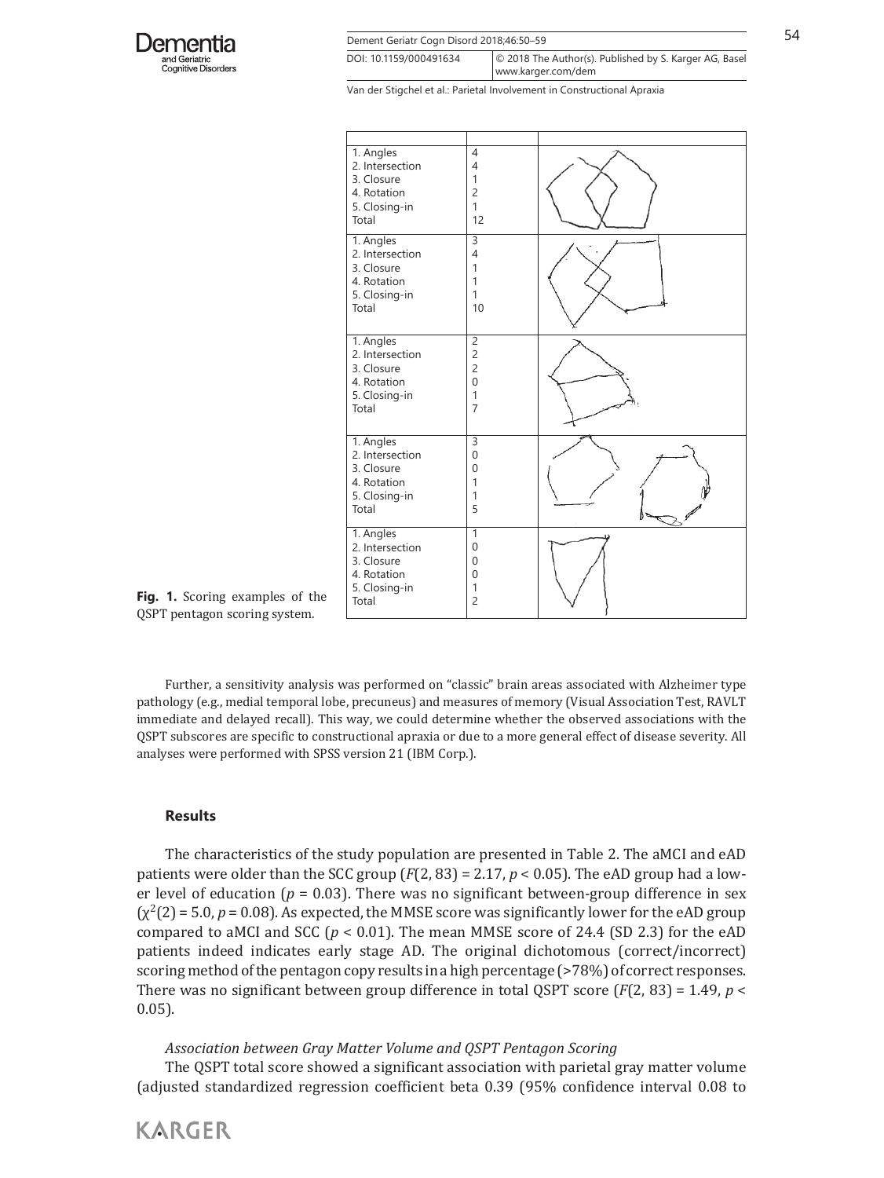| | | |
|---|---|---|
| 1. Angles<br>2. Intersection<br>3. Closure<br>4. Rotation<br>5. Closing-in<br>Total | 4<br>4<br>1<br>2<br>1<br>12 | |
| 1. Angles<br>2. Intersection<br>3. Closure<br>4. Rotation<br>5. Closing-in<br>Total | 3<br>4<br>1<br>1<br>1<br>10 | |
| 1. Angles<br>2. Intersection<br>3. Closure<br>4. Rotation<br>5. Closing-in<br>Total | 2<br>2<br>2<br>0<br>1<br>7 | |
| 1. Angles<br>2. Intersection<br>3. Closure<br>4. Rotation<br>5. Closing-in<br>Total | 3<br>0<br>0<br>1<br>1<br>5 | |
| 1. Angles<br>2. Intersection<br>3. Closure<br>4. Rotation<br>5. Closing-in<br>Total | 1<br>0<br>0<br>0<br>1<br>2 | |

**Fig. 1.** Scoring examples of the QSPT pentagon scoring system.

Further, a sensitivity analysis was performed on "classic" brain areas associated with Alzheimer type pathology (e.g., medial temporal lobe, precuneus) and measures of memory (Visual Association Test, RAVLT immediate and delayed recall). This way, we could determine whether the observed associations with the QSPT subscores are specific to constructional apraxia or due to a more general effect of disease severity. All analyses were performed with SPSS version 21 (IBM Corp.).

## Results

The characteristics of the study population are presented in Table 2. The aMCI and eAD patients were older than the SCC group ($F(2, 83) = 2.17$, $p < 0.05$). The eAD group had a lower level of education ($p = 0.03$). There was no significant between-group difference in sex ($\chi^2(2) = 5.0$, $p = 0.08$). As expected, the MMSE score was significantly lower for the eAD group compared to aMCI and SCC ($p < 0.01$). The mean MMSE score of 24.4 (SD 2.3) for the eAD patients indeed indicates early stage AD. The original dichotomous (correct/incorrect) scoring method of the pentagon copy results in a high percentage (>78%) of correct responses. There was no significant between group difference in total QSPT score ($F(2, 83) = 1.49$, $p < 0.05$).

### *Association between Gray Matter Volume and QSPT Pentagon Scoring*

The QSPT total score showed a significant association with parietal gray matter volume (adjusted standardized regression coefficient beta 0.39 (95% confidence interval 0.08 to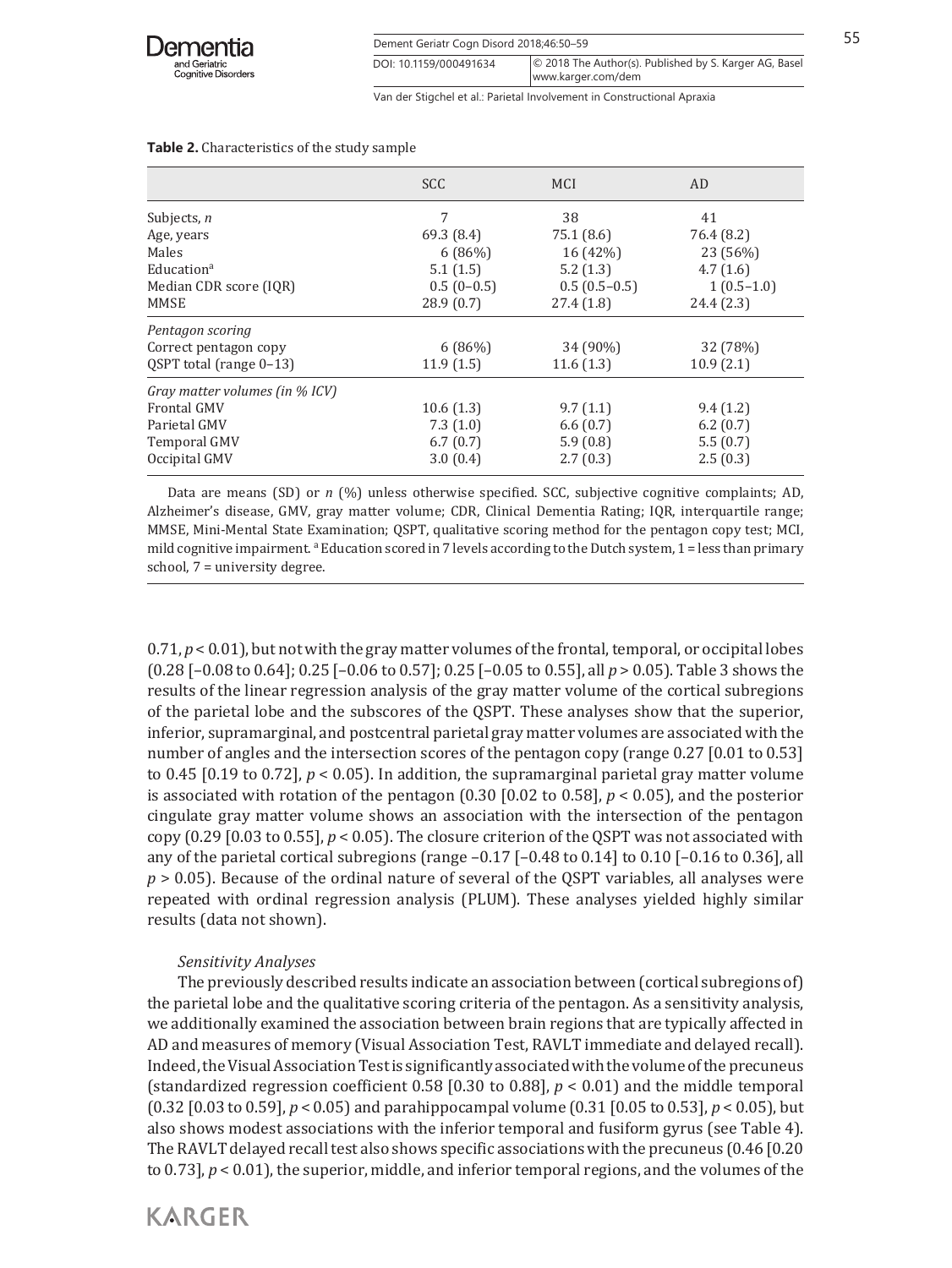**Table 2.** Characteristics of the study sample

| | SCC | MCI | AD |
|---|---|---|---|
| Subjects, *n* | 7 | 38 | 41 |
| Age, years | 69.3 (8.4) | 75.1 (8.6) | 76.4 (8.2) |
| Males | 6 (86%) | 16 (42%) | 23 (56%) |
| Education[a] | 5.1 (1.5) | 5.2 (1.3) | 4.7 (1.6) |
| Median CDR score (IQR) | 0.5 (0–0.5) | 0.5 (0.5–0.5) | 1 (0.5–1.0) |
| MMSE | 28.9 (0.7) | 27.4 (1.8) | 24.4 (2.3) |
| *Pentagon scoring* | | | |
| Correct pentagon copy | 6 (86%) | 34 (90%) | 32 (78%) |
| QSPT total (range 0–13) | 11.9 (1.5) | 11.6 (1.3) | 10.9 (2.1) |
| *Gray matter volumes (in % ICV)* | | | |
| Frontal GMV | 10.6 (1.3) | 9.7 (1.1) | 9.4 (1.2) |
| Parietal GMV | 7.3 (1.0) | 6.6 (0.7) | 6.2 (0.7) |
| Temporal GMV | 6.7 (0.7) | 5.9 (0.8) | 5.5 (0.7) |
| Occipital GMV | 3.0 (0.4) | 2.7 (0.3) | 2.5 (0.3) |

Data are means (SD) or *n* (%) unless otherwise specified. SCC, subjective cognitive complaints; AD, Alzheimer's disease, GMV, gray matter volume; CDR, Clinical Dementia Rating; IQR, interquartile range; MMSE, Mini-Mental State Examination; QSPT, qualitative scoring method for the pentagon copy test; MCI, mild cognitive impairment. [a] Education scored in 7 levels according to the Dutch system, 1 = less than primary school, 7 = university degree.

0.71, $p < 0.01$), but not with the gray matter volumes of the frontal, temporal, or occipital lobes (0.28 [–0.08 to 0.64]; 0.25 [–0.06 to 0.57]; 0.25 [–0.05 to 0.55], all $p > 0.05$). Table 3 shows the results of the linear regression analysis of the gray matter volume of the cortical subregions of the parietal lobe and the subscores of the QSPT. These analyses show that the superior, inferior, supramarginal, and postcentral parietal gray matter volumes are associated with the number of angles and the intersection scores of the pentagon copy (range 0.27 [0.01 to 0.53] to 0.45 [0.19 to 0.72], $p < 0.05$). In addition, the supramarginal parietal gray matter volume is associated with rotation of the pentagon (0.30 [0.02 to 0.58], $p < 0.05$), and the posterior cingulate gray matter volume shows an association with the intersection of the pentagon copy (0.29 [0.03 to 0.55], $p < 0.05$). The closure criterion of the QSPT was not associated with any of the parietal cortical subregions (range –0.17 [–0.48 to 0.14] to 0.10 [–0.16 to 0.36], all $p > 0.05$). Because of the ordinal nature of several of the QSPT variables, all analyses were repeated with ordinal regression analysis (PLUM). These analyses yielded highly similar results (data not shown).

*Sensitivity Analyses*

The previously described results indicate an association between (cortical subregions of) the parietal lobe and the qualitative scoring criteria of the pentagon. As a sensitivity analysis, we additionally examined the association between brain regions that are typically affected in AD and measures of memory (Visual Association Test, RAVLT immediate and delayed recall). Indeed, the Visual Association Test is significantly associated with the volume of the precuneus (standardized regression coefficient 0.58 [0.30 to 0.88], $p < 0.01$) and the middle temporal (0.32 [0.03 to 0.59], $p < 0.05$) and parahippocampal volume (0.31 [0.05 to 0.53], $p < 0.05$), but also shows modest associations with the inferior temporal and fusiform gyrus (see Table 4). The RAVLT delayed recall test also shows specific associations with the precuneus (0.46 [0.20 to 0.73], $p < 0.01$), the superior, middle, and inferior temporal regions, and the volumes of the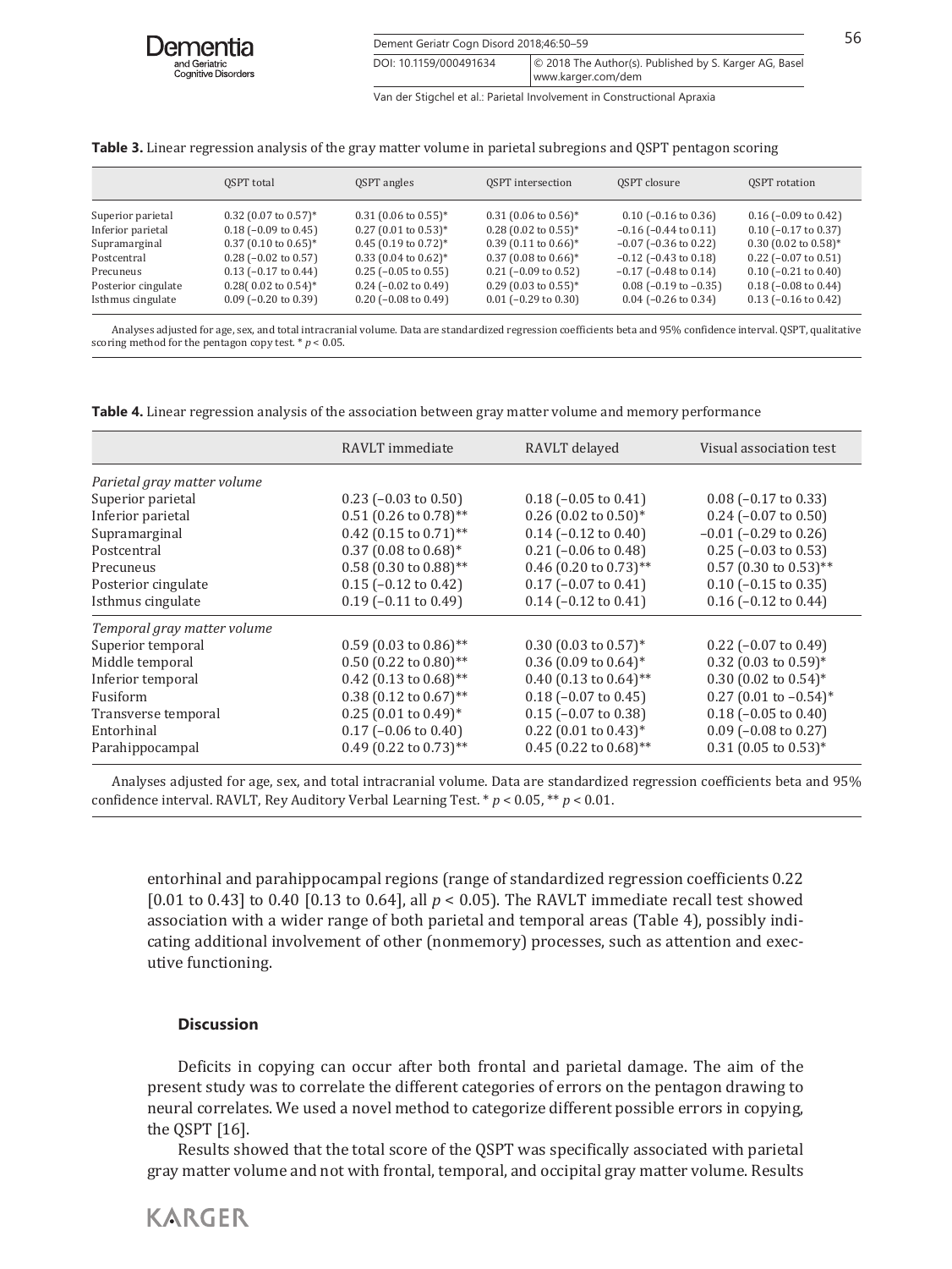**Table 3.** Linear regression analysis of the gray matter volume in parietal subregions and QSPT pentagon scoring

| | QSPT total | QSPT angles | QSPT intersection | QSPT closure | QSPT rotation |
|---|---|---|---|---|---|
| Superior parietal | 0.32 (0.07 to 0.57)* | 0.31 (0.06 to 0.55)* | 0.31 (0.06 to 0.56)* | 0.10 (–0.16 to 0.36) | 0.16 (–0.09 to 0.42) |
| Inferior parietal | 0.18 (–0.09 to 0.45) | 0.27 (0.01 to 0.53)* | 0.28 (0.02 to 0.55)* | –0.16 (–0.44 to 0.11) | 0.10 (–0.17 to 0.37) |
| Supramarginal | 0.37 (0.10 to 0.65)* | 0.45 (0.19 to 0.72)* | 0.39 (0.11 to 0.66)* | –0.07 (–0.36 to 0.22) | 0.30 (0.02 to 0.58)* |
| Postcentral | 0.28 (–0.02 to 0.57) | 0.33 (0.04 to 0.62)* | 0.37 (0.08 to 0.66)* | –0.12 (–0.43 to 0.18) | 0.22 (–0.07 to 0.51) |
| Precuneus | 0.13 (–0.17 to 0.44) | 0.25 (–0.05 to 0.55) | 0.21 (–0.09 to 0.52) | –0.17 (–0.48 to 0.14) | 0.10 (–0.21 to 0.40) |
| Posterior cingulate | 0.28( 0.02 to 0.54)* | 0.24 (–0.02 to 0.49) | 0.29 (0.03 to 0.55)* | 0.08 (–0.19 to –0.35) | 0.18 (–0.08 to 0.44) |
| Isthmus cingulate | 0.09 (–0.20 to 0.39) | 0.20 (–0.08 to 0.49) | 0.01 (–0.29 to 0.30) | 0.04 (–0.26 to 0.34) | 0.13 (–0.16 to 0.42) |

Analyses adjusted for age, sex, and total intracranial volume. Data are standardized regression coefficients beta and 95% confidence interval. QSPT, qualitative scoring method for the pentagon copy test. * $p < 0.05$.

**Table 4.** Linear regression analysis of the association between gray matter volume and memory performance

| | RAVLT immediate | RAVLT delayed | Visual association test |
|---|---|---|---|
| *Parietal gray matter volume* | | | |
| Superior parietal | 0.23 (–0.03 to 0.50) | 0.18 (–0.05 to 0.41) | 0.08 (–0.17 to 0.33) |
| Inferior parietal | 0.51 (0.26 to 0.78)** | 0.26 (0.02 to 0.50)* | 0.24 (–0.07 to 0.50) |
| Supramarginal | 0.42 (0.15 to 0.71)** | 0.14 (–0.12 to 0.40) | –0.01 (–0.29 to 0.26) |
| Postcentral | 0.37 (0.08 to 0.68)* | 0.21 (–0.06 to 0.48) | 0.25 (–0.03 to 0.53) |
| Precuneus | 0.58 (0.30 to 0.88)** | 0.46 (0.20 to 0.73)** | 0.57 (0.30 to 0.53)** |
| Posterior cingulate | 0.15 (–0.12 to 0.42) | 0.17 (–0.07 to 0.41) | 0.10 (–0.15 to 0.35) |
| Isthmus cingulate | 0.19 (–0.11 to 0.49) | 0.14 (–0.12 to 0.41) | 0.16 (–0.12 to 0.44) |
| *Temporal gray matter volume* | | | |
| Superior temporal | 0.59 (0.03 to 0.86)** | 0.30 (0.03 to 0.57)* | 0.22 (–0.07 to 0.49) |
| Middle temporal | 0.50 (0.22 to 0.80)** | 0.36 (0.09 to 0.64)* | 0.32 (0.03 to 0.59)* |
| Inferior temporal | 0.42 (0.13 to 0.68)** | 0.40 (0.13 to 0.64)** | 0.30 (0.02 to 0.54)* |
| Fusiform | 0.38 (0.12 to 0.67)** | 0.18 (–0.07 to 0.45) | 0.27 (0.01 to –0.54)* |
| Transverse temporal | 0.25 (0.01 to 0.49)* | 0.15 (–0.07 to 0.38) | 0.18 (–0.05 to 0.40) |
| Entorhinal | 0.17 (–0.06 to 0.40) | 0.22 (0.01 to 0.43)* | 0.09 (–0.08 to 0.27) |
| Parahippocampal | 0.49 (0.22 to 0.73)** | 0.45 (0.22 to 0.68)** | 0.31 (0.05 to 0.53)* |

Analyses adjusted for age, sex, and total intracranial volume. Data are standardized regression coefficients beta and 95% confidence interval. RAVLT, Rey Auditory Verbal Learning Test. * $p < 0.05$, ** $p < 0.01$.

entorhinal and parahippocampal regions (range of standardized regression coefficients 0.22 [0.01 to 0.43] to 0.40 [0.13 to 0.64], all $p < 0.05$). The RAVLT immediate recall test showed association with a wider range of both parietal and temporal areas (Table 4), possibly indicating additional involvement of other (nonmemory) processes, such as attention and executive functioning.

## Discussion

Deficits in copying can occur after both frontal and parietal damage. The aim of the present study was to correlate the different categories of errors on the pentagon drawing to neural correlates. We used a novel method to categorize different possible errors in copying, the QSPT [16].

Results showed that the total score of the QSPT was specifically associated with parietal gray matter volume and not with frontal, temporal, and occipital gray matter volume. Results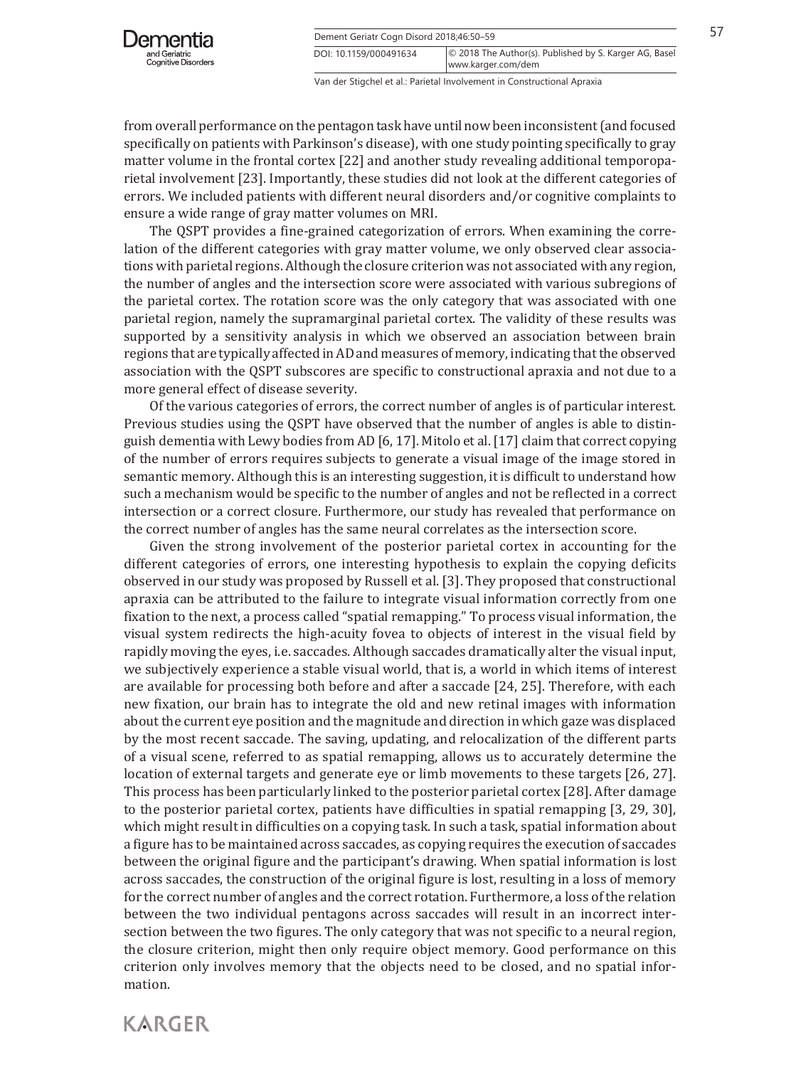from overall performance on the pentagon task have until now been inconsistent (and focused specifically on patients with Parkinson's disease), with one study pointing specifically to gray matter volume in the frontal cortex [22] and another study revealing additional temporoparietal involvement [23]. Importantly, these studies did not look at the different categories of errors. We included patients with different neural disorders and/or cognitive complaints to ensure a wide range of gray matter volumes on MRI.

The QSPT provides a fine-grained categorization of errors. When examining the correlation of the different categories with gray matter volume, we only observed clear associations with parietal regions. Although the closure criterion was not associated with any region, the number of angles and the intersection score were associated with various subregions of the parietal cortex. The rotation score was the only category that was associated with one parietal region, namely the supramarginal parietal cortex. The validity of these results was supported by a sensitivity analysis in which we observed an association between brain regions that are typically affected in AD and measures of memory, indicating that the observed association with the QSPT subscores are specific to constructional apraxia and not due to a more general effect of disease severity.

Of the various categories of errors, the correct number of angles is of particular interest. Previous studies using the QSPT have observed that the number of angles is able to distinguish dementia with Lewy bodies from AD [6, 17]. Mitolo et al. [17] claim that correct copying of the number of errors requires subjects to generate a visual image of the image stored in semantic memory. Although this is an interesting suggestion, it is difficult to understand how such a mechanism would be specific to the number of angles and not be reflected in a correct intersection or a correct closure. Furthermore, our study has revealed that performance on the correct number of angles has the same neural correlates as the intersection score.

Given the strong involvement of the posterior parietal cortex in accounting for the different categories of errors, one interesting hypothesis to explain the copying deficits observed in our study was proposed by Russell et al. [3]. They proposed that constructional apraxia can be attributed to the failure to integrate visual information correctly from one fixation to the next, a process called "spatial remapping." To process visual information, the visual system redirects the high-acuity fovea to objects of interest in the visual field by rapidly moving the eyes, i.e. saccades. Although saccades dramatically alter the visual input, we subjectively experience a stable visual world, that is, a world in which items of interest are available for processing both before and after a saccade [24, 25]. Therefore, with each new fixation, our brain has to integrate the old and new retinal images with information about the current eye position and the magnitude and direction in which gaze was displaced by the most recent saccade. The saving, updating, and relocalization of the different parts of a visual scene, referred to as spatial remapping, allows us to accurately determine the location of external targets and generate eye or limb movements to these targets [26, 27]. This process has been particularly linked to the posterior parietal cortex [28]. After damage to the posterior parietal cortex, patients have difficulties in spatial remapping [3, 29, 30], which might result in difficulties on a copying task. In such a task, spatial information about a figure has to be maintained across saccades, as copying requires the execution of saccades between the original figure and the participant's drawing. When spatial information is lost across saccades, the construction of the original figure is lost, resulting in a loss of memory for the correct number of angles and the correct rotation. Furthermore, a loss of the relation between the two individual pentagons across saccades will result in an incorrect intersection between the two figures. The only category that was not specific to a neural region, the closure criterion, might then only require object memory. Good performance on this criterion only involves memory that the objects need to be closed, and no spatial information.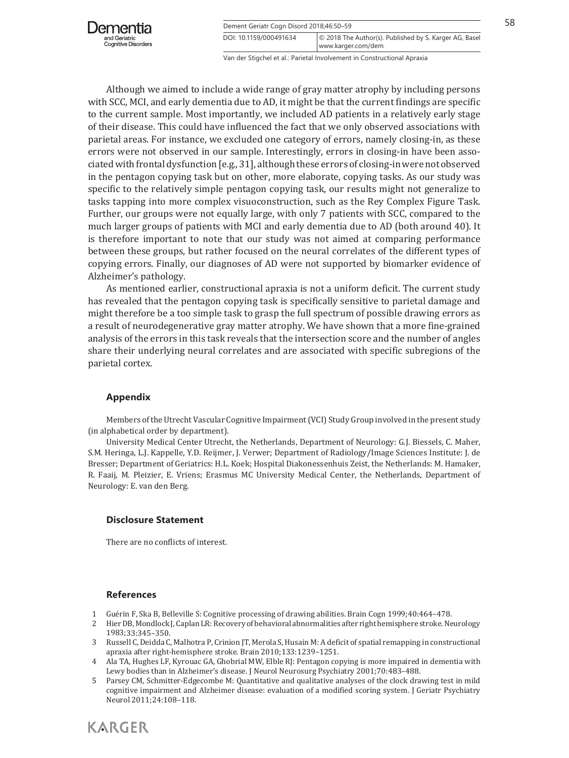Although we aimed to include a wide range of gray matter atrophy by including persons with SCC, MCI, and early dementia due to AD, it might be that the current findings are specific to the current sample. Most importantly, we included AD patients in a relatively early stage of their disease. This could have influenced the fact that we only observed associations with parietal areas. For instance, we excluded one category of errors, namely closing-in, as these errors were not observed in our sample. Interestingly, errors in closing-in have been associated with frontal dysfunction [e.g., 31], although these errors of closing-in were not observed in the pentagon copying task but on other, more elaborate, copying tasks. As our study was specific to the relatively simple pentagon copying task, our results might not generalize to tasks tapping into more complex visuoconstruction, such as the Rey Complex Figure Task. Further, our groups were not equally large, with only 7 patients with SCC, compared to the much larger groups of patients with MCI and early dementia due to AD (both around 40). It is therefore important to note that our study was not aimed at comparing performance between these groups, but rather focused on the neural correlates of the different types of copying errors. Finally, our diagnoses of AD were not supported by biomarker evidence of Alzheimer's pathology.

As mentioned earlier, constructional apraxia is not a uniform deficit. The current study has revealed that the pentagon copying task is specifically sensitive to parietal damage and might therefore be a too simple task to grasp the full spectrum of possible drawing errors as a result of neurodegenerative gray matter atrophy. We have shown that a more fine-grained analysis of the errors in this task reveals that the intersection score and the number of angles share their underlying neural correlates and are associated with specific subregions of the parietal cortex.

## Appendix

Members of the Utrecht Vascular Cognitive Impairment (VCI) Study Group involved in the present study (in alphabetical order by department).

University Medical Center Utrecht, the Netherlands, Department of Neurology: G.J. Biessels, C. Maher, S.M. Heringa, L.J. Kappelle, Y.D. Reijmer, J. Verwer; Department of Radiology/Image Sciences Institute: J. de Bresser; Department of Geriatrics: H.L. Koek; Hospital Diakonessenhuis Zeist, the Netherlands: M. Hamaker, R. Faaij, M. Pleizier, E. Vriens; Erasmus MC University Medical Center, the Netherlands, Department of Neurology: E. van den Berg.

## Disclosure Statement

There are no conflicts of interest.

## References

1. Guérin F, Ska B, Belleville S: Cognitive processing of drawing abilities. Brain Cogn 1999;40:464–478.
2. Hier DB, Mondlock J, Caplan LR: Recovery of behavioral abnormalities after right hemisphere stroke. Neurology 1983;33:345–350.
3. Russell C, Deidda C, Malhotra P, Crinion JT, Merola S, Husain M: A deficit of spatial remapping in constructional apraxia after right-hemisphere stroke. Brain 2010;133:1239–1251.
4. Ala TA, Hughes LF, Kyrouac GA, Ghobrial MW, Elble RJ: Pentagon copying is more impaired in dementia with Lewy bodies than in Alzheimer's disease. J Neurol Neurosurg Psychiatry 2001;70:483–488.
5. Parsey CM, Schmitter-Edgecombe M: Quantitative and qualitative analyses of the clock drawing test in mild cognitive impairment and Alzheimer disease: evaluation of a modified scoring system. J Geriatr Psychiatry Neurol 2011;24:108–118.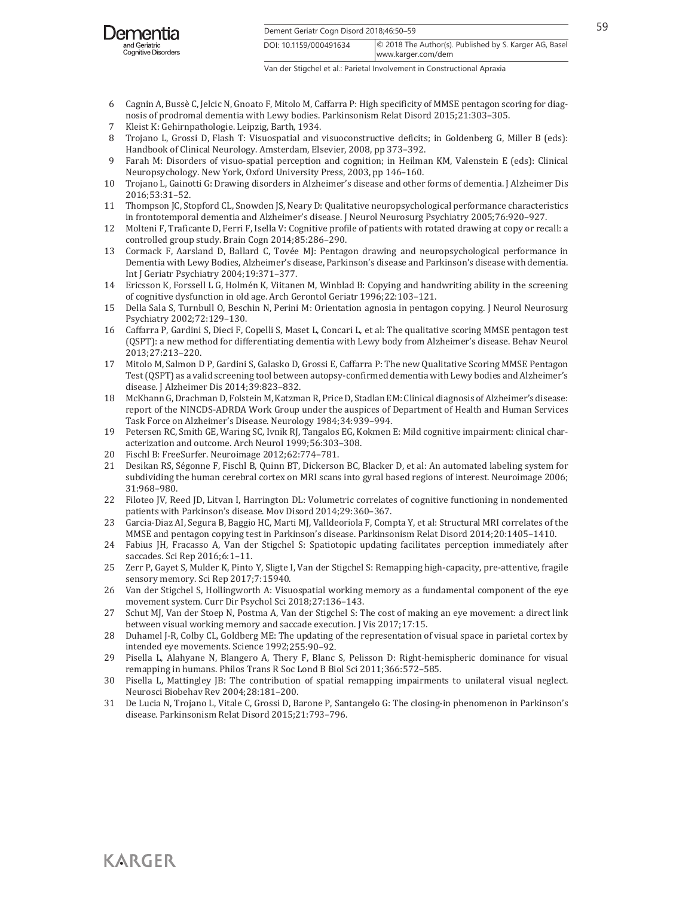6 Cagnin A, Bussè C, Jelcic N, Gnoato F, Mitolo M, Caffarra P: High specificity of MMSE pentagon scoring for diagnosis of prodromal dementia with Lewy bodies. Parkinsonism Relat Disord 2015;21:303–305.
7 Kleist K: Gehirnpathologie. Leipzig, Barth, 1934.
8 Trojano L, Grossi D, Flash T: Visuospatial and visuoconstructive deficits; in Goldenberg G, Miller B (eds): Handbook of Clinical Neurology. Amsterdam, Elsevier, 2008, pp 373–392.
9 Farah M: Disorders of visuo-spatial perception and cognition; in Heilman KM, Valenstein E (eds): Clinical Neuropsychology. New York, Oxford University Press, 2003, pp 146–160.
10 Trojano L, Gainotti G: Drawing disorders in Alzheimer's disease and other forms of dementia. J Alzheimer Dis 2016;53:31–52.
11 Thompson JC, Stopford CL, Snowden JS, Neary D: Qualitative neuropsychological performance characteristics in frontotemporal dementia and Alzheimer's disease. J Neurol Neurosurg Psychiatry 2005;76:920–927.
12 Molteni F, Traficante D, Ferri F, Isella V: Cognitive profile of patients with rotated drawing at copy or recall: a controlled group study. Brain Cogn 2014;85:286–290.
13 Cormack F, Aarsland D, Ballard C, Tovée MJ: Pentagon drawing and neuropsychological performance in Dementia with Lewy Bodies, Alzheimer's disease, Parkinson's disease and Parkinson's disease with dementia. Int J Geriatr Psychiatry 2004;19:371–377.
14 Ericsson K, Forssell L G, Holmén K, Viitanen M, Winblad B: Copying and handwriting ability in the screening of cognitive dysfunction in old age. Arch Gerontol Geriatr 1996;22:103–121.
15 Della Sala S, Turnbull O, Beschin N, Perini M: Orientation agnosia in pentagon copying. J Neurol Neurosurg Psychiatry 2002;72:129–130.
16 Caffarra P, Gardini S, Dieci F, Copelli S, Maset L, Concari L, et al: The qualitative scoring MMSE pentagon test (QSPT): a new method for differentiating dementia with Lewy body from Alzheimer's disease. Behav Neurol 2013;27:213–220.
17 Mitolo M, Salmon D P, Gardini S, Galasko D, Grossi E, Caffarra P: The new Qualitative Scoring MMSE Pentagon Test (QSPT) as a valid screening tool between autopsy-confirmed dementia with Lewy bodies and Alzheimer's disease. J Alzheimer Dis 2014;39:823–832.
18 McKhann G, Drachman D, Folstein M, Katzman R, Price D, Stadlan EM: Clinical diagnosis of Alzheimer's disease: report of the NINCDS-ADRDA Work Group under the auspices of Department of Health and Human Services Task Force on Alzheimer's Disease. Neurology 1984;34:939–994.
19 Petersen RC, Smith GE, Waring SC, Ivnik RJ, Tangalos EG, Kokmen E: Mild cognitive impairment: clinical characterization and outcome. Arch Neurol 1999;56:303–308.
20 Fischl B: FreeSurfer. Neuroimage 2012;62:774–781.
21 Desikan RS, Ségonne F, Fischl B, Quinn BT, Dickerson BC, Blacker D, et al: An automated labeling system for subdividing the human cerebral cortex on MRI scans into gyral based regions of interest. Neuroimage 2006; 31:968–980.
22 Filoteo JV, Reed JD, Litvan I, Harrington DL: Volumetric correlates of cognitive functioning in nondemented patients with Parkinson's disease. Mov Disord 2014;29:360–367.
23 Garcia-Diaz AI, Segura B, Baggio HC, Marti MJ, Valldeoriola F, Compta Y, et al: Structural MRI correlates of the MMSE and pentagon copying test in Parkinson's disease. Parkinsonism Relat Disord 2014;20:1405–1410.
24 Fabius JH, Fracasso A, Van der Stigchel S: Spatiotopic updating facilitates perception immediately after saccades. Sci Rep 2016;6:1–11.
25 Zerr P, Gayet S, Mulder K, Pinto Y, Sligte I, Van der Stigchel S: Remapping high-capacity, pre-attentive, fragile sensory memory. Sci Rep 2017;7:15940.
26 Van der Stigchel S, Hollingworth A: Visuospatial working memory as a fundamental component of the eye movement system. Curr Dir Psychol Sci 2018;27:136–143.
27 Schut MJ, Van der Stoep N, Postma A, Van der Stigchel S: The cost of making an eye movement: a direct link between visual working memory and saccade execution. J Vis 2017;17:15.
28 Duhamel J-R, Colby CL, Goldberg ME: The updating of the representation of visual space in parietal cortex by intended eye movements. Science 1992;255:90–92.
29 Pisella L, Alahyane N, Blangero A, Thery F, Blanc S, Pelisson D: Right-hemispheric dominance for visual remapping in humans. Philos Trans R Soc Lond B Biol Sci 2011;366:572–585.
30 Pisella L, Mattingley JB: The contribution of spatial remapping impairments to unilateral visual neglect. Neurosci Biobehav Rev 2004;28:181–200.
31 De Lucia N, Trojano L, Vitale C, Grossi D, Barone P, Santangelo G: The closing-in phenomenon in Parkinson's disease. Parkinsonism Relat Disord 2015;21:793–796.